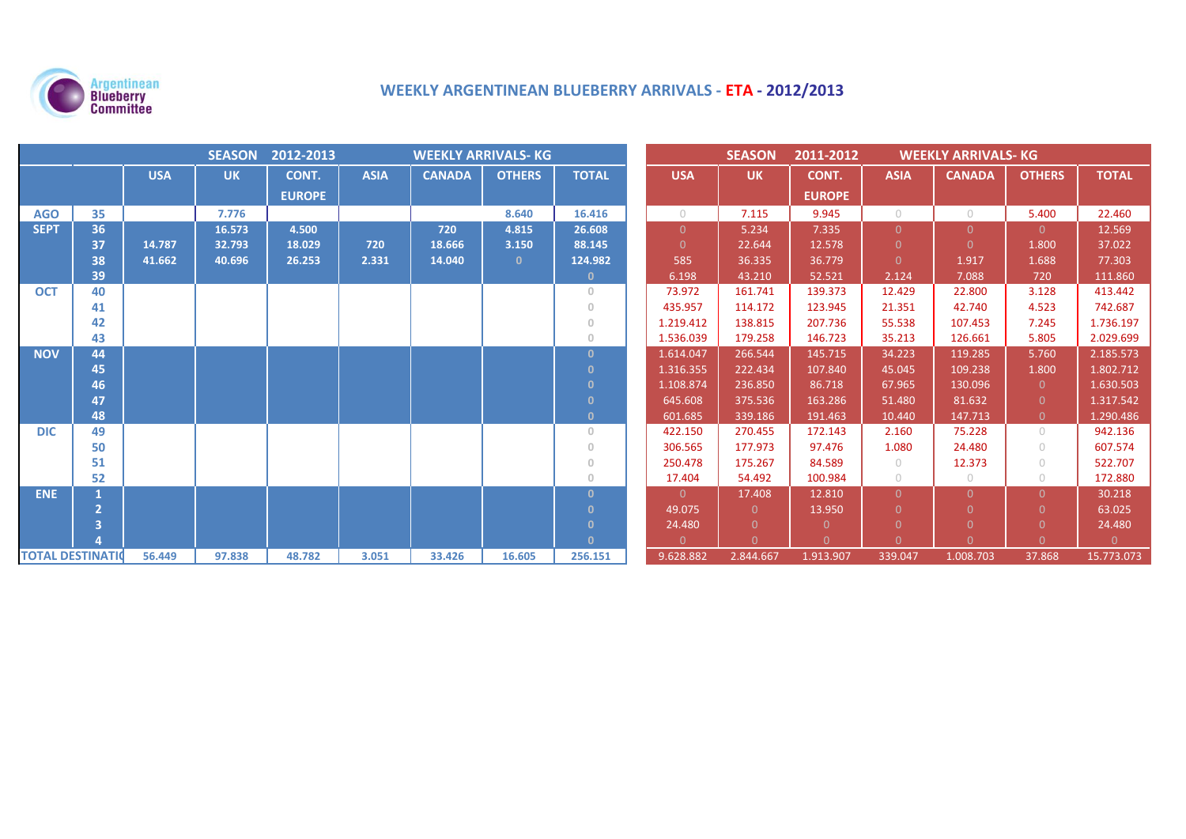Argentinean Blueberry Committee

# WEEKLY ARGENTINEAN BLUEBERRY ARRIVALS - ETA - 2012/2013

| | | SEASON 2012-2013 WEEKLY ARRIVALS- KG | | | | | | | SEASON 2011-2012 WEEKLY ARRIVALS- KG | | | | | | |
|---|---|---|---|---|---|---|---|---|---|---|---|---|---|---|---|
| | | USA | UK | CONT. EUROPE | ASIA | CANADA | OTHERS | TOTAL | USA | UK | CONT. EUROPE | ASIA | CANADA | OTHERS | TOTAL |
| AGO | 35 | | 7.776 | | | | 8.640 | 16.416 | 0 | 7.115 | 9.945 | 0 | 0 | 5.400 | 22.460 |
| SEPT | 36 | | 16.573 | 4.500 | | 720 | 4.815 | 26.608 | 0 | 5.234 | 7.335 | 0 | 0 | 0 | 12.569 |
| | 37 | 14.787 | 32.793 | 18.029 | 720 | 18.666 | 3.150 | 88.145 | 0 | 22.644 | 12.578 | 0 | 0 | 1.800 | 37.022 |
| | 38 | 41.662 | 40.696 | 26.253 | 2.331 | 14.040 | 0 | 124.982 | 585 | 36.335 | 36.779 | 0 | 1.917 | 1.688 | 77.303 |
| | 39 | | | | | | | 0 | 6.198 | 43.210 | 52.521 | 2.124 | 7.088 | 720 | 111.860 |
| OCT | 40 | | | | | | | 0 | 73.972 | 161.741 | 139.373 | 12.429 | 22.800 | 3.128 | 413.442 |
| | 41 | | | | | | | 0 | 435.957 | 114.172 | 123.945 | 21.351 | 42.740 | 4.523 | 742.687 |
| | 42 | | | | | | | 0 | 1.219.412 | 138.815 | 207.736 | 55.538 | 107.453 | 7.245 | 1.736.197 |
| | 43 | | | | | | | 0 | 1.536.039 | 179.258 | 146.723 | 35.213 | 126.661 | 5.805 | 2.029.699 |
| NOV | 44 | | | | | | | 0 | 1.614.047 | 266.544 | 145.715 | 34.223 | 119.285 | 5.760 | 2.185.573 |
| | 45 | | | | | | | 0 | 1.316.355 | 222.434 | 107.840 | 45.045 | 109.238 | 1.800 | 1.802.712 |
| | 46 | | | | | | | 0 | 1.108.874 | 236.850 | 86.718 | 67.965 | 130.096 | 0 | 1.630.503 |
| | 47 | | | | | | | 0 | 645.608 | 375.536 | 163.286 | 51.480 | 81.632 | 0 | 1.317.542 |
| | 48 | | | | | | | 0 | 601.685 | 339.186 | 191.463 | 10.440 | 147.713 | 0 | 1.290.486 |
| DIC | 49 | | | | | | | 0 | 422.150 | 270.455 | 172.143 | 2.160 | 75.228 | 0 | 942.136 |
| | 50 | | | | | | | 0 | 306.565 | 177.973 | 97.476 | 1.080 | 24.480 | 0 | 607.574 |
| | 51 | | | | | | | 0 | 250.478 | 175.267 | 84.589 | 0 | 12.373 | 0 | 522.707 |
| | 52 | | | | | | | 0 | 17.404 | 54.492 | 100.984 | 0 | 0 | 0 | 172.880 |
| ENE | 1 | | | | | | | 0 | 0 | 17.408 | 12.810 | 0 | 0 | 0 | 30.218 |
| | 2 | | | | | | | 0 | 49.075 | 0 | 13.950 | 0 | 0 | 0 | 63.025 |
| | 3 | | | | | | | 0 | 24.480 | 0 | 0 | 0 | 0 | 0 | 24.480 |
| | 4 | | | | | | | 0 | 0 | 0 | 0 | 0 | 0 | 0 | 0 |
| TOTAL DESTINATIO | | 56.449 | 97.838 | 48.782 | 3.051 | 33.426 | 16.605 | 256.151 | 9.628.882 | 2.844.667 | 1.913.907 | 339.047 | 1.008.703 | 37.868 | 15.773.073 |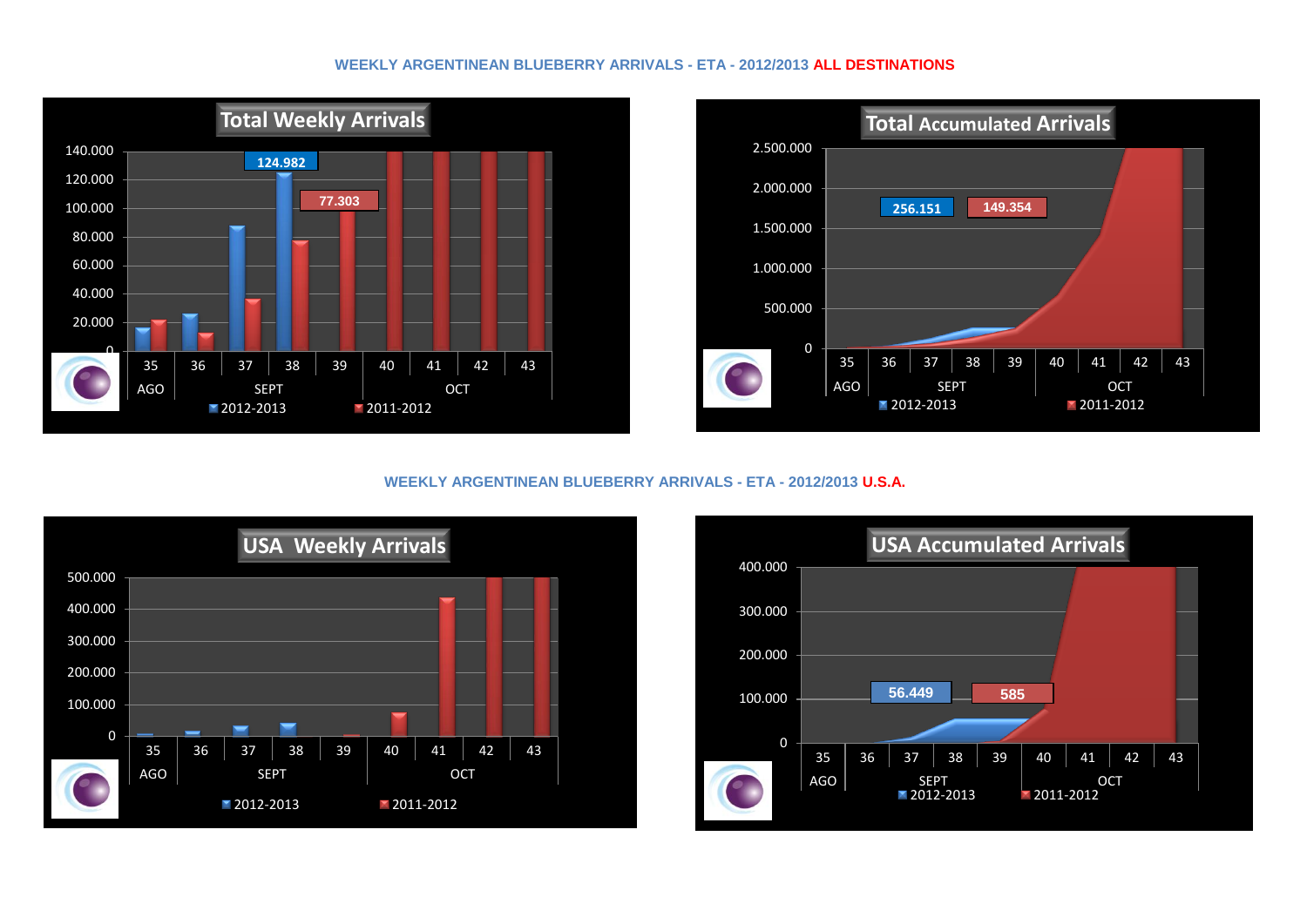## WEEKLY ARGENTINEAN BLUEBERRY ARRIVALS - ETA - 2012/2013 ALL DESTINATIONS

**Total Weekly Arrivals**

140.000
120.000
100.000
80.000
60.000
40.000
20.000
0

124.982

77.303

35 | 36 | 37 | 38 | 39 | 40 | 41 | 42 | 43

AGO | SEPT | OCT

2012-2013   2011-2012

**Total Accumulated Arrivals**

2.500.000
2.000.000
1.500.000
1.000.000
500.000
0

256.151

149.354

35 | 36 | 37 | 38 | 39 | 40 | 41 | 42 | 43

AGO | SEPT | OCT

2012-2013   2011-2012

## WEEKLY ARGENTINEAN BLUEBERRY ARRIVALS - ETA - 2012/2013 U.S.A.

**USA Weekly Arrivals**

500.000
400.000
300.000
200.000
100.000
0

35 | 36 | 37 | 38 | 39 | 40 | 41 | 42 | 43

AGO | SEPT | OCT

2012-2013   2011-2012

**USA Accumulated Arrivals**

400.000
300.000
200.000
100.000
0

56.449

585

35 | 36 | 37 | 38 | 39 | 40 | 41 | 42 | 43

AGO | SEPT | OCT

2012-2013   2011-2012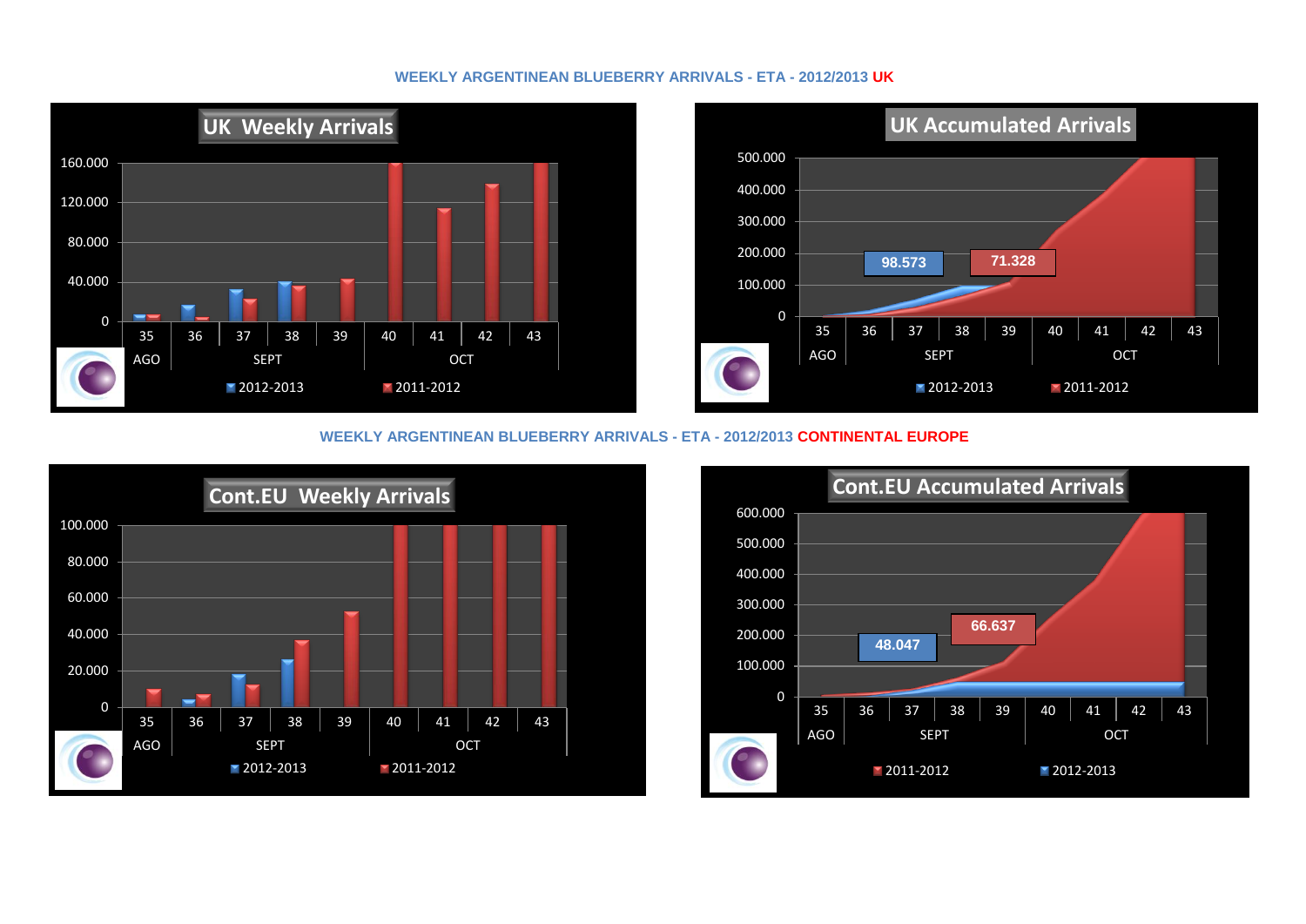## WEEKLY ARGENTINEAN BLUEBERRY ARRIVALS - ETA - 2012/2013 UK

**UK Weekly Arrivals**

160.000
120.000
80.000
40.000
0

35 36 37 38 39 40 41 42 43

AGO SEPT OCT

2012-2013 2011-2012

**UK Accumulated Arrivals**

500.000
400.000
300.000
200.000
100.000
0

98.573 71.328

35 36 37 38 39 40 41 42 43

AGO SEPT OCT

2012-2013 2011-2012

## WEEKLY ARGENTINEAN BLUEBERRY ARRIVALS - ETA - 2012/2013 CONTINENTAL EUROPE

**Cont.EU Weekly Arrivals**

100.000
80.000
60.000
40.000
20.000
0

35 36 37 38 39 40 41 42 43

AGO SEPT OCT

2012-2013 2011-2012

**Cont.EU Accumulated Arrivals**

600.000
500.000
400.000
300.000
200.000
100.000
0

48.047 66.637

35 36 37 38 39 40 41 42 43

AGO SEPT OCT

2011-2012 2012-2013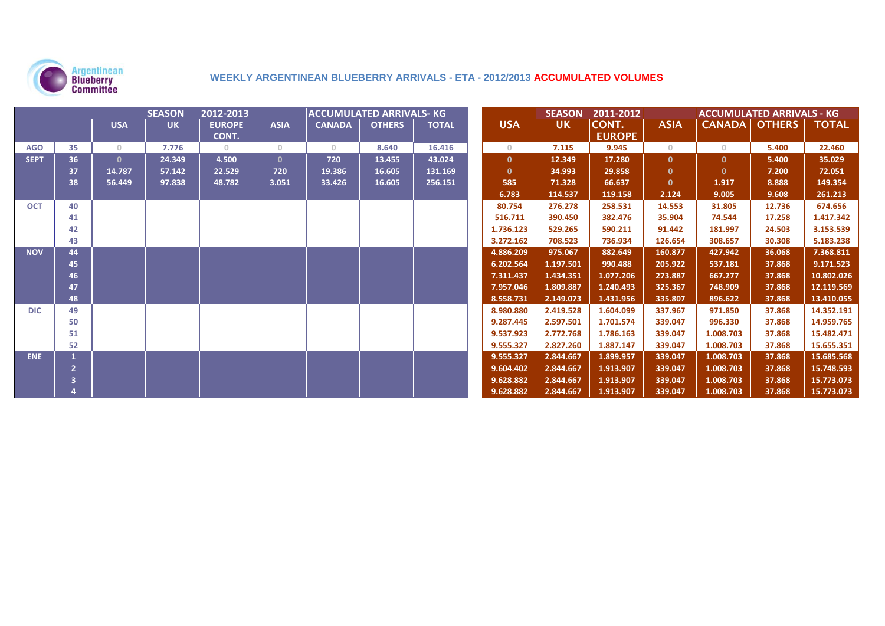Argentinean Blueberry Committee

# WEEKLY ARGENTINEAN BLUEBERRY ARRIVALS - ETA - 2012/2013 ACCUMULATED VOLUMES

| | | SEASON 2012-2013 ACCUMULATED ARRIVALS- KG | | | | | | | SEASON 2011-2012 ACCUMULATED ARRIVALS - KG | | | | | | |
|---|---|---|---|---|---|---|---|---|---|---|---|---|---|---|---|
| | | USA | UK | EUROPE CONT. | ASIA | CANADA | OTHERS | TOTAL | USA | UK | CONT. EUROPE | ASIA | CANADA | OTHERS | TOTAL |
| AGO | 35 | 0 | 7.776 | 0 | 0 | 0 | 8.640 | 16.416 | 0 | 7.115 | 9.945 | 0 | 0 | 5.400 | 22.460 |
| SEPT | 36 | 0 | 24.349 | 4.500 | 0 | 720 | 13.455 | 43.024 | 0 | 12.349 | 17.280 | 0 | 0 | 5.400 | 35.029 |
| | 37 | 14.787 | 57.142 | 22.529 | 720 | 19.386 | 16.605 | 131.169 | 0 | 34.993 | 29.858 | 0 | 0 | 7.200 | 72.051 |
| | 38 | 56.449 | 97.838 | 48.782 | 3.051 | 33.426 | 16.605 | 256.151 | 585 | 71.328 | 66.637 | 0 | 1.917 | 8.888 | 149.354 |
| | | | | | | | | | 6.783 | 114.537 | 119.158 | 2.124 | 9.005 | 9.608 | 261.213 |
| OCT | 40 | | | | | | | | 80.754 | 276.278 | 258.531 | 14.553 | 31.805 | 12.736 | 674.656 |
| | 41 | | | | | | | | 516.711 | 390.450 | 382.476 | 35.904 | 74.544 | 17.258 | 1.417.342 |
| | 42 | | | | | | | | 1.736.123 | 529.265 | 590.211 | 91.442 | 181.997 | 24.503 | 3.153.539 |
| | 43 | | | | | | | | 3.272.162 | 708.523 | 736.934 | 126.654 | 308.657 | 30.308 | 5.183.238 |
| NOV | 44 | | | | | | | | 4.886.209 | 975.067 | 882.649 | 160.877 | 427.942 | 36.068 | 7.368.811 |
| | 45 | | | | | | | | 6.202.564 | 1.197.501 | 990.488 | 205.922 | 537.181 | 37.868 | 9.171.523 |
| | 46 | | | | | | | | 7.311.437 | 1.434.351 | 1.077.206 | 273.887 | 667.277 | 37.868 | 10.802.026 |
| | 47 | | | | | | | | 7.957.046 | 1.809.887 | 1.240.493 | 325.367 | 748.909 | 37.868 | 12.119.569 |
| | 48 | | | | | | | | 8.558.731 | 2.149.073 | 1.431.956 | 335.807 | 896.622 | 37.868 | 13.410.055 |
| DIC | 49 | | | | | | | | 8.980.880 | 2.419.528 | 1.604.099 | 337.967 | 971.850 | 37.868 | 14.352.191 |
| | 50 | | | | | | | | 9.287.445 | 2.597.501 | 1.701.574 | 339.047 | 996.330 | 37.868 | 14.959.765 |
| | 51 | | | | | | | | 9.537.923 | 2.772.768 | 1.786.163 | 339.047 | 1.008.703 | 37.868 | 15.482.471 |
| | 52 | | | | | | | | 9.555.327 | 2.827.260 | 1.887.147 | 339.047 | 1.008.703 | 37.868 | 15.655.351 |
| ENE | 1 | | | | | | | | 9.555.327 | 2.844.667 | 1.899.957 | 339.047 | 1.008.703 | 37.868 | 15.685.568 |
| | 2 | | | | | | | | 9.604.402 | 2.844.667 | 1.913.907 | 339.047 | 1.008.703 | 37.868 | 15.748.593 |
| | 3 | | | | | | | | 9.628.882 | 2.844.667 | 1.913.907 | 339.047 | 1.008.703 | 37.868 | 15.773.073 |
| | 4 | | | | | | | | 9.628.882 | 2.844.667 | 1.913.907 | 339.047 | 1.008.703 | 37.868 | 15.773.073 |